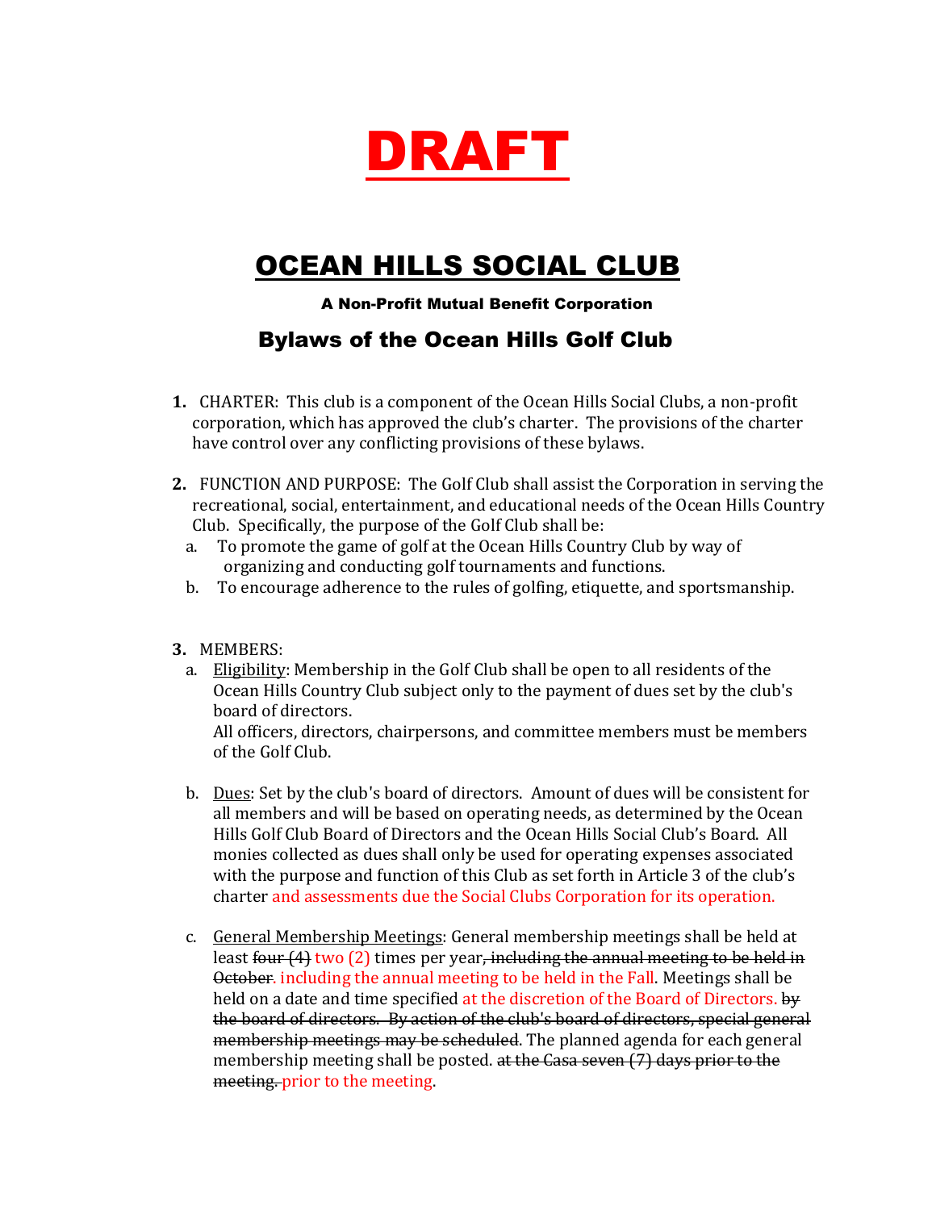# DRAFT

# OCEAN HILLS SOCIAL CLUB

**A Non-Profit Mutual Benefit Corporation**

## Bylaws of the Ocean Hills Golf Club

1. CHARTER: This club is a component of the Ocean Hills Social Clubs, a non-profit corporation, which has approved the club's charter. The provisions of the charter have control over any conflicting provisions of these bylaws.

2. FUNCTION AND PURPOSE: The Golf Club shall assist the Corporation in serving the recreational, social, entertainment, and educational needs of the Ocean Hills Country Club. Specifically, the purpose of the Golf Club shall be:
   a. To promote the game of golf at the Ocean Hills Country Club by way of organizing and conducting golf tournaments and functions.
   b. To encourage adherence to the rules of golfing, etiquette, and sportsmanship.

3. MEMBERS:
   a. Eligibility: Membership in the Golf Club shall be open to all residents of the Ocean Hills Country Club subject only to the payment of dues set by the club's board of directors.
   All officers, directors, chairpersons, and committee members must be members of the Golf Club.

   b. Dues: Set by the club's board of directors. Amount of dues will be consistent for all members and will be based on operating needs, as determined by the Ocean Hills Golf Club Board of Directors and the Ocean Hills Social Club's Board. All monies collected as dues shall only be used for operating expenses associated with the purpose and function of this Club as set forth in Article 3 of the club's charter and assessments due the Social Clubs Corporation for its operation.

   c. General Membership Meetings: General membership meetings shall be held at least ~~four (4)~~ two (2) times per year~~, including the annual meeting to be held in October~~. including the annual meeting to be held in the Fall. Meetings shall be held on a date and time specified at the discretion of the Board of Directors. ~~by the board of directors. By action of the club's board of directors, special general membership meetings may be scheduled.~~ The planned agenda for each general membership meeting shall be posted. ~~at the Casa seven (7) days prior to the meeting.~~ prior to the meeting.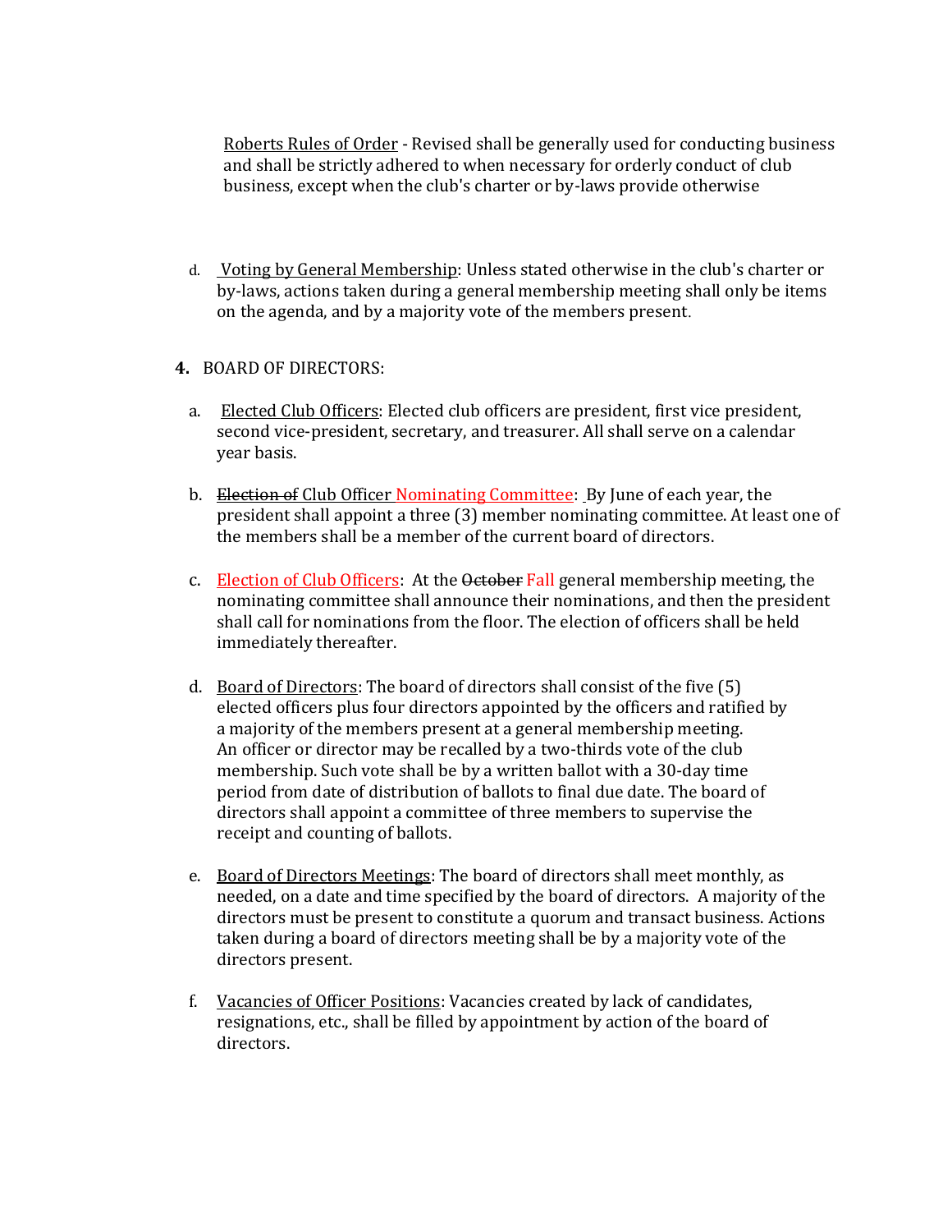<u>Roberts Rules of Order</u> - Revised shall be generally used for conducting business and shall be strictly adhered to when necessary for orderly conduct of club business, except when the club's charter or by-laws provide otherwise

d. <u>Voting by General Membership</u>: Unless stated otherwise in the club's charter or by-laws, actions taken during a general membership meeting shall only be items on the agenda, and by a majority vote of the members present.

**4.** BOARD OF DIRECTORS:

a. <u>Elected Club Officers</u>: Elected club officers are president, first vice president, second vice-president, secretary, and treasurer. All shall serve on a calendar year basis.

b. ~~Election of~~ <u>Club Officer Nominating Committee</u>: By June of each year, the president shall appoint a three (3) member nominating committee. At least one of the members shall be a member of the current board of directors.

c. <u>Election of Club Officers</u>: At the ~~October~~ Fall general membership meeting, the nominating committee shall announce their nominations, and then the president shall call for nominations from the floor. The election of officers shall be held immediately thereafter.

d. <u>Board of Directors</u>: The board of directors shall consist of the five (5) elected officers plus four directors appointed by the officers and ratified by a majority of the members present at a general membership meeting. An officer or director may be recalled by a two-thirds vote of the club membership. Such vote shall be by a written ballot with a 30-day time period from date of distribution of ballots to final due date. The board of directors shall appoint a committee of three members to supervise the receipt and counting of ballots.

e. <u>Board of Directors Meetings</u>: The board of directors shall meet monthly, as needed, on a date and time specified by the board of directors. A majority of the directors must be present to constitute a quorum and transact business. Actions taken during a board of directors meeting shall be by a majority vote of the directors present.

f. <u>Vacancies of Officer Positions</u>: Vacancies created by lack of candidates, resignations, etc., shall be filled by appointment by action of the board of directors.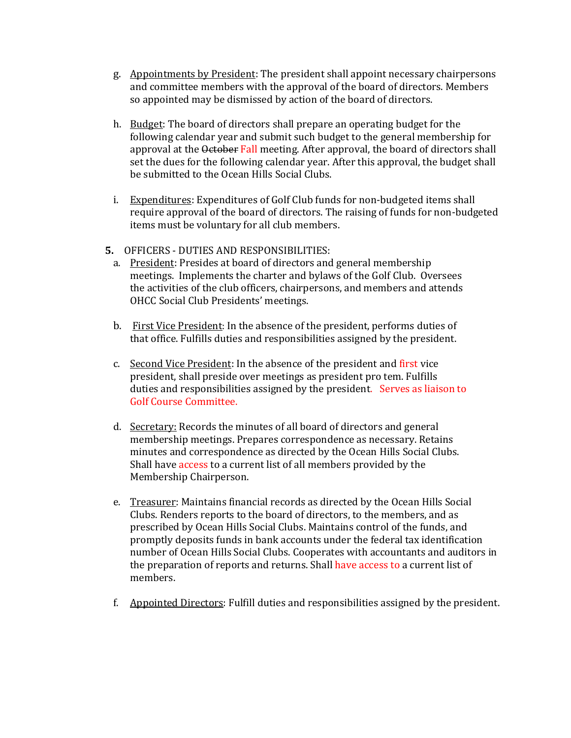g. Appointments by President: The president shall appoint necessary chairpersons and committee members with the approval of the board of directors. Members so appointed may be dismissed by action of the board of directors.

h. Budget: The board of directors shall prepare an operating budget for the following calendar year and submit such budget to the general membership for approval at the ~~October~~ Fall meeting. After approval, the board of directors shall set the dues for the following calendar year. After this approval, the budget shall be submitted to the Ocean Hills Social Clubs.

i. Expenditures: Expenditures of Golf Club funds for non-budgeted items shall require approval of the board of directors. The raising of funds for non-budgeted items must be voluntary for all club members.

**5.** OFFICERS - DUTIES AND RESPONSIBILITIES:

a. President: Presides at board of directors and general membership meetings. Implements the charter and bylaws of the Golf Club. Oversees the activities of the club officers, chairpersons, and members and attends OHCC Social Club Presidents' meetings.

b. First Vice President: In the absence of the president, performs duties of that office. Fulfills duties and responsibilities assigned by the president.

c. Second Vice President: In the absence of the president and first vice president, shall preside over meetings as president pro tem. Fulfills duties and responsibilities assigned by the president. Serves as liaison to Golf Course Committee.

d. Secretary: Records the minutes of all board of directors and general membership meetings. Prepares correspondence as necessary. Retains minutes and correspondence as directed by the Ocean Hills Social Clubs. Shall have access to a current list of all members provided by the Membership Chairperson.

e. Treasurer: Maintains financial records as directed by the Ocean Hills Social Clubs. Renders reports to the board of directors, to the members, and as prescribed by Ocean Hills Social Clubs. Maintains control of the funds, and promptly deposits funds in bank accounts under the federal tax identification number of Ocean Hills Social Clubs. Cooperates with accountants and auditors in the preparation of reports and returns. Shall have access to a current list of members.

f. Appointed Directors: Fulfill duties and responsibilities assigned by the president.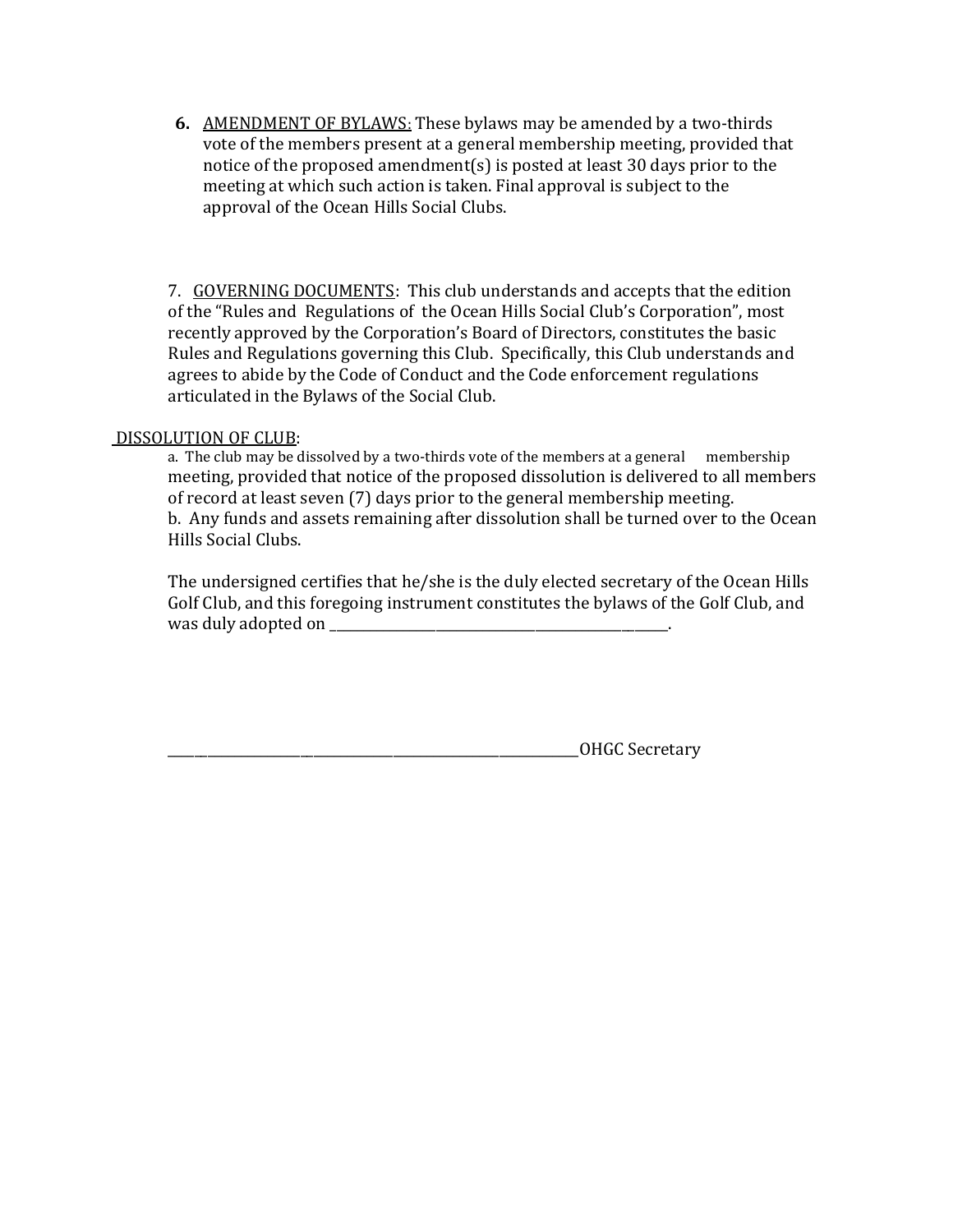**6.** <u>AMENDMENT OF BYLAWS</u>: These bylaws may be amended by a two-thirds vote of the members present at a general membership meeting, provided that notice of the proposed amendment(s) is posted at least 30 days prior to the meeting at which such action is taken. Final approval is subject to the approval of the Ocean Hills Social Clubs.

7. <u>GOVERNING DOCUMENTS</u>: This club understands and accepts that the edition of the "Rules and Regulations of the Ocean Hills Social Club's Corporation", most recently approved by the Corporation's Board of Directors, constitutes the basic Rules and Regulations governing this Club. Specifically, this Club understands and agrees to abide by the Code of Conduct and the Code enforcement regulations articulated in the Bylaws of the Social Club.

<u>DISSOLUTION OF CLUB</u>:

a. The club may be dissolved by a two-thirds vote of the members at a general membership meeting, provided that notice of the proposed dissolution is delivered to all members of record at least seven (7) days prior to the general membership meeting.
b. Any funds and assets remaining after dissolution shall be turned over to the Ocean Hills Social Clubs.

The undersigned certifies that he/she is the duly elected secretary of the Ocean Hills Golf Club, and this foregoing instrument constitutes the bylaws of the Golf Club, and was duly adopted on ______________________________________________.

____________________________________________________________OHGC Secretary